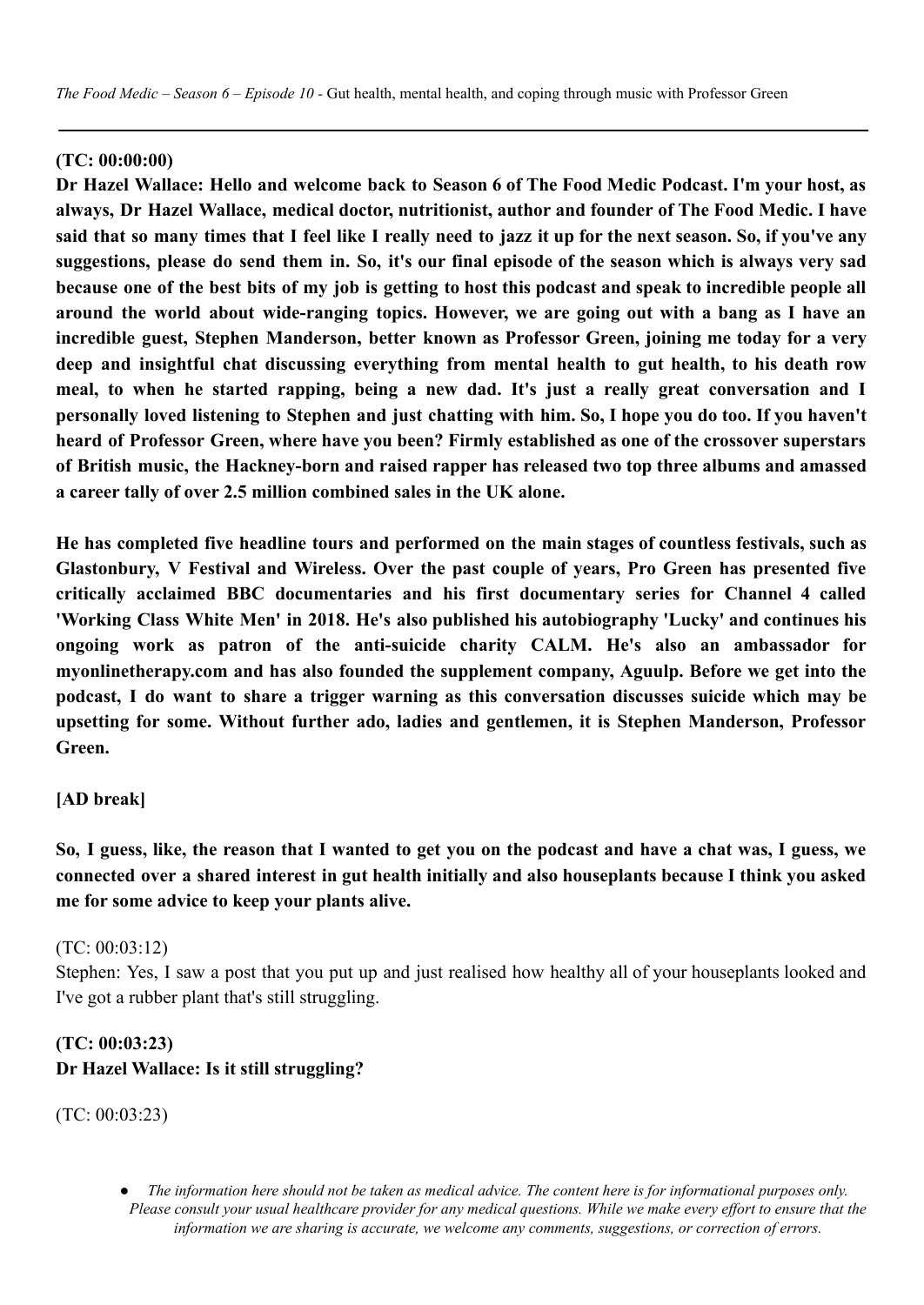*The Food Medic – Season 6 – Episode 10* - Gut health, mental health, and coping through music with Professor Green

---

**(TC: 00:00:00)**

**Dr Hazel Wallace: Hello and welcome back to Season 6 of The Food Medic Podcast. I'm your host, as always, Dr Hazel Wallace, medical doctor, nutritionist, author and founder of The Food Medic. I have said that so many times that I feel like I really need to jazz it up for the next season. So, if you've any suggestions, please do send them in. So, it's our final episode of the season which is always very sad because one of the best bits of my job is getting to host this podcast and speak to incredible people all around the world about wide-ranging topics. However, we are going out with a bang as I have an incredible guest, Stephen Manderson, better known as Professor Green, joining me today for a very deep and insightful chat discussing everything from mental health to gut health, to his death row meal, to when he started rapping, being a new dad. It's just a really great conversation and I personally loved listening to Stephen and just chatting with him. So, I hope you do too. If you haven't heard of Professor Green, where have you been? Firmly established as one of the crossover superstars of British music, the Hackney-born and raised rapper has released two top three albums and amassed a career tally of over 2.5 million combined sales in the UK alone.**

**He has completed five headline tours and performed on the main stages of countless festivals, such as Glastonbury, V Festival and Wireless. Over the past couple of years, Pro Green has presented five critically acclaimed BBC documentaries and his first documentary series for Channel 4 called 'Working Class White Men' in 2018. He's also published his autobiography 'Lucky' and continues his ongoing work as patron of the anti-suicide charity CALM. He's also an ambassador for myonlinetherapy.com and has also founded the supplement company, Aguulp. Before we get into the podcast, I do want to share a trigger warning as this conversation discusses suicide which may be upsetting for some. Without further ado, ladies and gentlemen, it is Stephen Manderson, Professor Green.**

**[AD break]**

**So, I guess, like, the reason that I wanted to get you on the podcast and have a chat was, I guess, we connected over a shared interest in gut health initially and also houseplants because I think you asked me for some advice to keep your plants alive.**

(TC: 00:03:12)

Stephen: Yes, I saw a post that you put up and just realised how healthy all of your houseplants looked and I've got a rubber plant that's still struggling.

**(TC: 00:03:23)**

**Dr Hazel Wallace: Is it still struggling?**

(TC: 00:03:23)

- *The information here should not be taken as medical advice. The content here is for informational purposes only. Please consult your usual healthcare provider for any medical questions. While we make every effort to ensure that the information we are sharing is accurate, we welcome any comments, suggestions, or correction of errors.*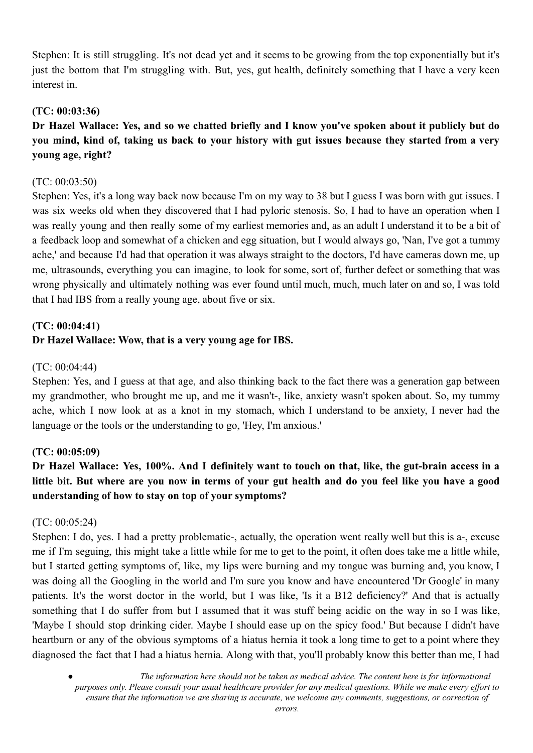Stephen: It is still struggling. It's not dead yet and it seems to be growing from the top exponentially but it's just the bottom that I'm struggling with. But, yes, gut health, definitely something that I have a very keen interest in.

**(TC: 00:03:36)**

**Dr Hazel Wallace: Yes, and so we chatted briefly and I know you've spoken about it publicly but do you mind, kind of, taking us back to your history with gut issues because they started from a very young age, right?**

(TC: 00:03:50)

Stephen: Yes, it's a long way back now because I'm on my way to 38 but I guess I was born with gut issues. I was six weeks old when they discovered that I had pyloric stenosis. So, I had to have an operation when I was really young and then really some of my earliest memories and, as an adult I understand it to be a bit of a feedback loop and somewhat of a chicken and egg situation, but I would always go, 'Nan, I've got a tummy ache,' and because I'd had that operation it was always straight to the doctors, I'd have cameras down me, up me, ultrasounds, everything you can imagine, to look for some, sort of, further defect or something that was wrong physically and ultimately nothing was ever found until much, much, much later on and so, I was told that I had IBS from a really young age, about five or six.

**(TC: 00:04:41)**

**Dr Hazel Wallace: Wow, that is a very young age for IBS.**

(TC: 00:04:44)

Stephen: Yes, and I guess at that age, and also thinking back to the fact there was a generation gap between my grandmother, who brought me up, and me it wasn't-, like, anxiety wasn't spoken about. So, my tummy ache, which I now look at as a knot in my stomach, which I understand to be anxiety, I never had the language or the tools or the understanding to go, 'Hey, I'm anxious.'

**(TC: 00:05:09)**

**Dr Hazel Wallace: Yes, 100%. And I definitely want to touch on that, like, the gut-brain access in a little bit. But where are you now in terms of your gut health and do you feel like you have a good understanding of how to stay on top of your symptoms?**

(TC: 00:05:24)

Stephen: I do, yes. I had a pretty problematic-, actually, the operation went really well but this is a-, excuse me if I'm seguing, this might take a little while for me to get to the point, it often does take me a little while, but I started getting symptoms of, like, my lips were burning and my tongue was burning and, you know, I was doing all the Googling in the world and I'm sure you know and have encountered 'Dr Google' in many patients. It's the worst doctor in the world, but I was like, 'Is it a B12 deficiency?' And that is actually something that I do suffer from but I assumed that it was stuff being acidic on the way in so I was like, 'Maybe I should stop drinking cider. Maybe I should ease up on the spicy food.' But because I didn't have heartburn or any of the obvious symptoms of a hiatus hernia it took a long time to get to a point where they diagnosed the fact that I had a hiatus hernia. Along with that, you'll probably know this better than me, I had

- *The information here should not be taken as medical advice. The content here is for informational purposes only. Please consult your usual healthcare provider for any medical questions. While we make every effort to ensure that the information we are sharing is accurate, we welcome any comments, suggestions, or correction of errors.*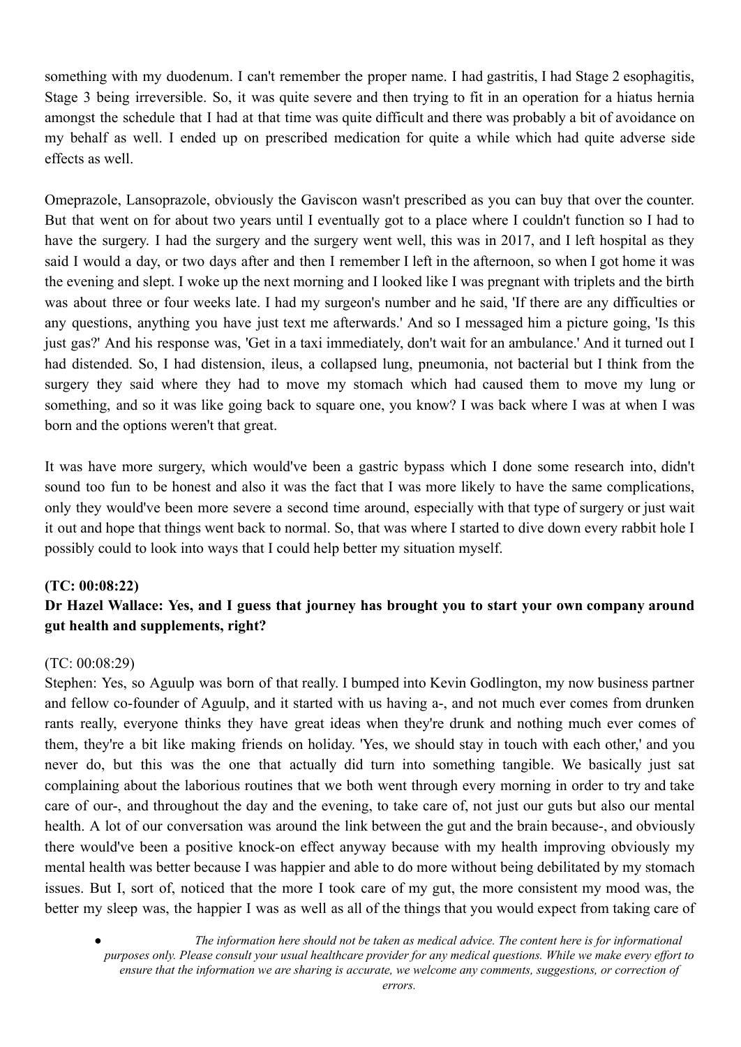something with my duodenum. I can't remember the proper name. I had gastritis, I had Stage 2 esophagitis, Stage 3 being irreversible. So, it was quite severe and then trying to fit in an operation for a hiatus hernia amongst the schedule that I had at that time was quite difficult and there was probably a bit of avoidance on my behalf as well. I ended up on prescribed medication for quite a while which had quite adverse side effects as well.

Omeprazole, Lansoprazole, obviously the Gaviscon wasn't prescribed as you can buy that over the counter. But that went on for about two years until I eventually got to a place where I couldn't function so I had to have the surgery. I had the surgery and the surgery went well, this was in 2017, and I left hospital as they said I would a day, or two days after and then I remember I left in the afternoon, so when I got home it was the evening and slept. I woke up the next morning and I looked like I was pregnant with triplets and the birth was about three or four weeks late. I had my surgeon's number and he said, 'If there are any difficulties or any questions, anything you have just text me afterwards.' And so I messaged him a picture going, 'Is this just gas?' And his response was, 'Get in a taxi immediately, don't wait for an ambulance.' And it turned out I had distended. So, I had distension, ileus, a collapsed lung, pneumonia, not bacterial but I think from the surgery they said where they had to move my stomach which had caused them to move my lung or something, and so it was like going back to square one, you know? I was back where I was at when I was born and the options weren't that great.

It was have more surgery, which would've been a gastric bypass which I done some research into, didn't sound too fun to be honest and also it was the fact that I was more likely to have the same complications, only they would've been more severe a second time around, especially with that type of surgery or just wait it out and hope that things went back to normal. So, that was where I started to dive down every rabbit hole I possibly could to look into ways that I could help better my situation myself.

**(TC: 00:08:22)**

**Dr Hazel Wallace: Yes, and I guess that journey has brought you to start your own company around gut health and supplements, right?**

(TC: 00:08:29)

Stephen: Yes, so Aguulp was born of that really. I bumped into Kevin Godlington, my now business partner and fellow co-founder of Aguulp, and it started with us having a-, and not much ever comes from drunken rants really, everyone thinks they have great ideas when they're drunk and nothing much ever comes of them, they're a bit like making friends on holiday. 'Yes, we should stay in touch with each other,' and you never do, but this was the one that actually did turn into something tangible. We basically just sat complaining about the laborious routines that we both went through every morning in order to try and take care of our-, and throughout the day and the evening, to take care of, not just our guts but also our mental health. A lot of our conversation was around the link between the gut and the brain because-, and obviously there would've been a positive knock-on effect anyway because with my health improving obviously my mental health was better because I was happier and able to do more without being debilitated by my stomach issues. But I, sort of, noticed that the more I took care of my gut, the more consistent my mood was, the better my sleep was, the happier I was as well as all of the things that you would expect from taking care of

- *The information here should not be taken as medical advice. The content here is for informational purposes only. Please consult your usual healthcare provider for any medical questions. While we make every effort to ensure that the information we are sharing is accurate, we welcome any comments, suggestions, or correction of errors.*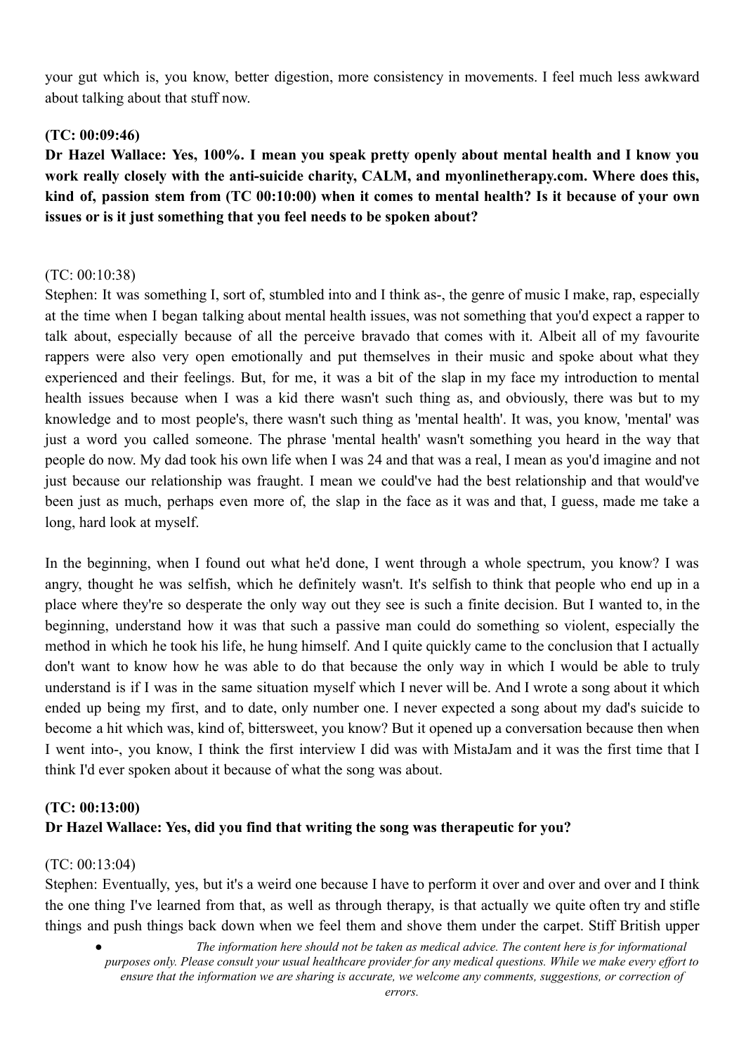your gut which is, you know, better digestion, more consistency in movements. I feel much less awkward about talking about that stuff now.

**(TC: 00:09:46)**
**Dr Hazel Wallace: Yes, 100%. I mean you speak pretty openly about mental health and I know you work really closely with the anti-suicide charity, CALM, and myonlinetherapy.com. Where does this, kind of, passion stem from (TC 00:10:00) when it comes to mental health? Is it because of your own issues or is it just something that you feel needs to be spoken about?**

(TC: 00:10:38)
Stephen: It was something I, sort of, stumbled into and I think as-, the genre of music I make, rap, especially at the time when I began talking about mental health issues, was not something that you'd expect a rapper to talk about, especially because of all the perceive bravado that comes with it. Albeit all of my favourite rappers were also very open emotionally and put themselves in their music and spoke about what they experienced and their feelings. But, for me, it was a bit of the slap in my face my introduction to mental health issues because when I was a kid there wasn't such thing as, and obviously, there was but to my knowledge and to most people's, there wasn't such thing as 'mental health'. It was, you know, 'mental' was just a word you called someone. The phrase 'mental health' wasn't something you heard in the way that people do now. My dad took his own life when I was 24 and that was a real, I mean as you'd imagine and not just because our relationship was fraught. I mean we could've had the best relationship and that would've been just as much, perhaps even more of, the slap in the face as it was and that, I guess, made me take a long, hard look at myself.

In the beginning, when I found out what he'd done, I went through a whole spectrum, you know? I was angry, thought he was selfish, which he definitely wasn't. It's selfish to think that people who end up in a place where they're so desperate the only way out they see is such a finite decision. But I wanted to, in the beginning, understand how it was that such a passive man could do something so violent, especially the method in which he took his life, he hung himself. And I quite quickly came to the conclusion that I actually don't want to know how he was able to do that because the only way in which I would be able to truly understand is if I was in the same situation myself which I never will be. And I wrote a song about it which ended up being my first, and to date, only number one. I never expected a song about my dad's suicide to become a hit which was, kind of, bittersweet, you know? But it opened up a conversation because then when I went into-, you know, I think the first interview I did was with MistaJam and it was the first time that I think I'd ever spoken about it because of what the song was about.

**(TC: 00:13:00)**
**Dr Hazel Wallace: Yes, did you find that writing the song was therapeutic for you?**

(TC: 00:13:04)
Stephen: Eventually, yes, but it's a weird one because I have to perform it over and over and over and I think the one thing I've learned from that, as well as through therapy, is that actually we quite often try and stifle things and push things back down when we feel them and shove them under the carpet. Stiff British upper

- *The information here should not be taken as medical advice. The content here is for informational purposes only. Please consult your usual healthcare provider for any medical questions. While we make every effort to ensure that the information we are sharing is accurate, we welcome any comments, suggestions, or correction of errors.*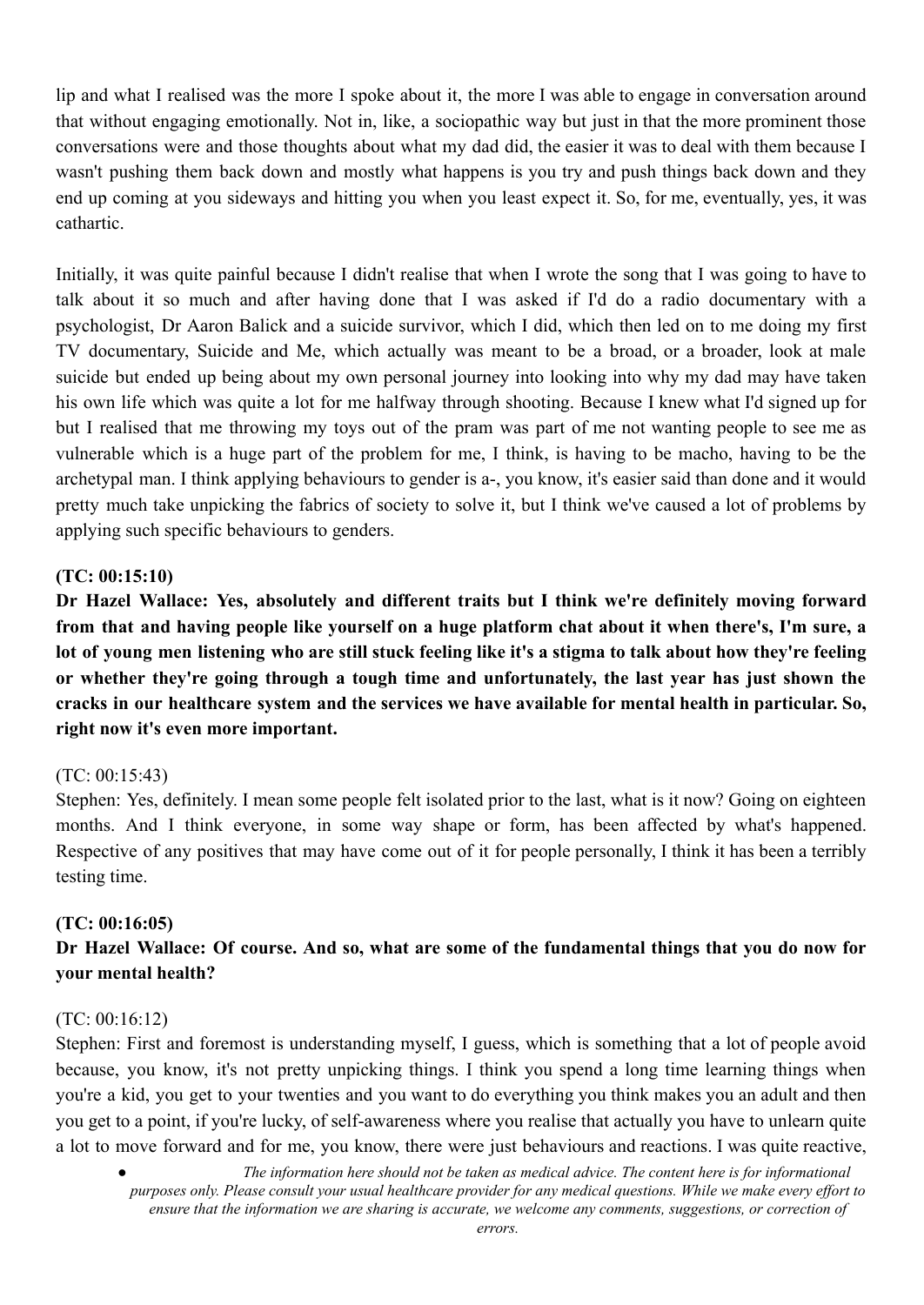lip and what I realised was the more I spoke about it, the more I was able to engage in conversation around that without engaging emotionally. Not in, like, a sociopathic way but just in that the more prominent those conversations were and those thoughts about what my dad did, the easier it was to deal with them because I wasn't pushing them back down and mostly what happens is you try and push things back down and they end up coming at you sideways and hitting you when you least expect it. So, for me, eventually, yes, it was cathartic.

Initially, it was quite painful because I didn't realise that when I wrote the song that I was going to have to talk about it so much and after having done that I was asked if I'd do a radio documentary with a psychologist, Dr Aaron Balick and a suicide survivor, which I did, which then led on to me doing my first TV documentary, Suicide and Me, which actually was meant to be a broad, or a broader, look at male suicide but ended up being about my own personal journey into looking into why my dad may have taken his own life which was quite a lot for me halfway through shooting. Because I knew what I'd signed up for but I realised that me throwing my toys out of the pram was part of me not wanting people to see me as vulnerable which is a huge part of the problem for me, I think, is having to be macho, having to be the archetypal man. I think applying behaviours to gender is a-, you know, it's easier said than done and it would pretty much take unpicking the fabrics of society to solve it, but I think we've caused a lot of problems by applying such specific behaviours to genders.

**(TC: 00:15:10)**
**Dr Hazel Wallace: Yes, absolutely and different traits but I think we're definitely moving forward from that and having people like yourself on a huge platform chat about it when there's, I'm sure, a lot of young men listening who are still stuck feeling like it's a stigma to talk about how they're feeling or whether they're going through a tough time and unfortunately, the last year has just shown the cracks in our healthcare system and the services we have available for mental health in particular. So, right now it's even more important.**

(TC: 00:15:43)
Stephen: Yes, definitely. I mean some people felt isolated prior to the last, what is it now? Going on eighteen months. And I think everyone, in some way shape or form, has been affected by what's happened. Respective of any positives that may have come out of it for people personally, I think it has been a terribly testing time.

**(TC: 00:16:05)**
**Dr Hazel Wallace: Of course. And so, what are some of the fundamental things that you do now for your mental health?**

(TC: 00:16:12)
Stephen: First and foremost is understanding myself, I guess, which is something that a lot of people avoid because, you know, it's not pretty unpicking things. I think you spend a long time learning things when you're a kid, you get to your twenties and you want to do everything you think makes you an adult and then you get to a point, if you're lucky, of self-awareness where you realise that actually you have to unlearn quite a lot to move forward and for me, you know, there were just behaviours and reactions. I was quite reactive,

- *The information here should not be taken as medical advice. The content here is for informational purposes only. Please consult your usual healthcare provider for any medical questions. While we make every effort to ensure that the information we are sharing is accurate, we welcome any comments, suggestions, or correction of errors.*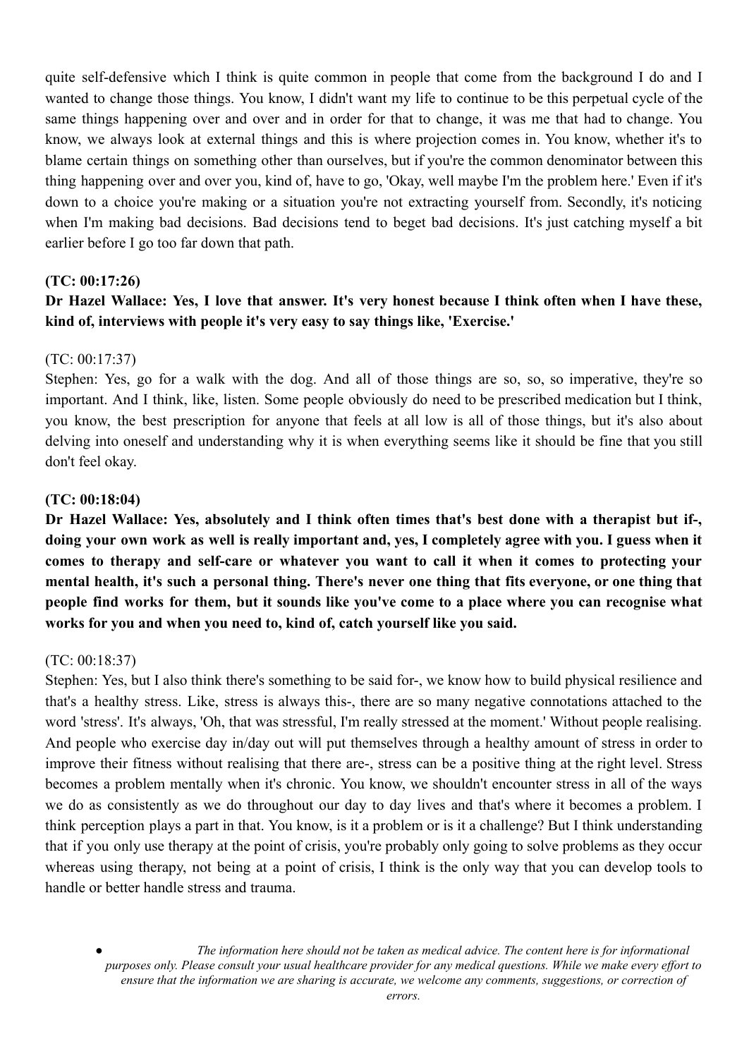quite self-defensive which I think is quite common in people that come from the background I do and I wanted to change those things. You know, I didn't want my life to continue to be this perpetual cycle of the same things happening over and over and in order for that to change, it was me that had to change. You know, we always look at external things and this is where projection comes in. You know, whether it's to blame certain things on something other than ourselves, but if you're the common denominator between this thing happening over and over you, kind of, have to go, 'Okay, well maybe I'm the problem here.' Even if it's down to a choice you're making or a situation you're not extracting yourself from. Secondly, it's noticing when I'm making bad decisions. Bad decisions tend to beget bad decisions. It's just catching myself a bit earlier before I go too far down that path.

**(TC: 00:17:26)**

**Dr Hazel Wallace: Yes, I love that answer. It's very honest because I think often when I have these, kind of, interviews with people it's very easy to say things like, 'Exercise.'**

(TC: 00:17:37)

Stephen: Yes, go for a walk with the dog. And all of those things are so, so, so imperative, they're so important. And I think, like, listen. Some people obviously do need to be prescribed medication but I think, you know, the best prescription for anyone that feels at all low is all of those things, but it's also about delving into oneself and understanding why it is when everything seems like it should be fine that you still don't feel okay.

**(TC: 00:18:04)**

**Dr Hazel Wallace: Yes, absolutely and I think often times that's best done with a therapist but if-, doing your own work as well is really important and, yes, I completely agree with you. I guess when it comes to therapy and self-care or whatever you want to call it when it comes to protecting your mental health, it's such a personal thing. There's never one thing that fits everyone, or one thing that people find works for them, but it sounds like you've come to a place where you can recognise what works for you and when you need to, kind of, catch yourself like you said.**

(TC: 00:18:37)

Stephen: Yes, but I also think there's something to be said for-, we know how to build physical resilience and that's a healthy stress. Like, stress is always this-, there are so many negative connotations attached to the word 'stress'. It's always, 'Oh, that was stressful, I'm really stressed at the moment.' Without people realising. And people who exercise day in/day out will put themselves through a healthy amount of stress in order to improve their fitness without realising that there are-, stress can be a positive thing at the right level. Stress becomes a problem mentally when it's chronic. You know, we shouldn't encounter stress in all of the ways we do as consistently as we do throughout our day to day lives and that's where it becomes a problem. I think perception plays a part in that. You know, is it a problem or is it a challenge? But I think understanding that if you only use therapy at the point of crisis, you're probably only going to solve problems as they occur whereas using therapy, not being at a point of crisis, I think is the only way that you can develop tools to handle or better handle stress and trauma.

- *The information here should not be taken as medical advice. The content here is for informational purposes only. Please consult your usual healthcare provider for any medical questions. While we make every effort to ensure that the information we are sharing is accurate, we welcome any comments, suggestions, or correction of errors.*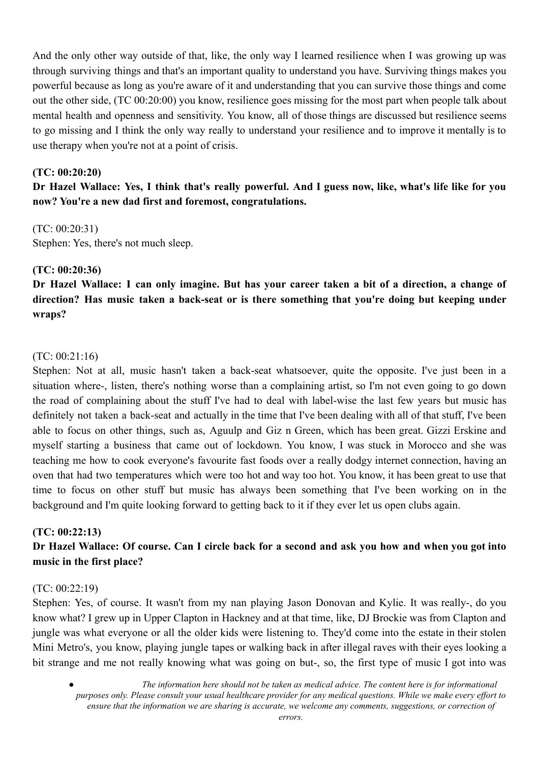And the only other way outside of that, like, the only way I learned resilience when I was growing up was through surviving things and that's an important quality to understand you have. Surviving things makes you powerful because as long as you're aware of it and understanding that you can survive those things and come out the other side, (TC 00:20:00) you know, resilience goes missing for the most part when people talk about mental health and openness and sensitivity. You know, all of those things are discussed but resilience seems to go missing and I think the only way really to understand your resilience and to improve it mentally is to use therapy when you're not at a point of crisis.

**(TC: 00:20:20)**
**Dr Hazel Wallace: Yes, I think that's really powerful. And I guess now, like, what's life like for you now? You're a new dad first and foremost, congratulations.**

(TC: 00:20:31)
Stephen: Yes, there's not much sleep.

**(TC: 00:20:36)**
**Dr Hazel Wallace: I can only imagine. But has your career taken a bit of a direction, a change of direction? Has music taken a back-seat or is there something that you're doing but keeping under wraps?**

(TC: 00:21:16)
Stephen: Not at all, music hasn't taken a back-seat whatsoever, quite the opposite. I've just been in a situation where-, listen, there's nothing worse than a complaining artist, so I'm not even going to go down the road of complaining about the stuff I've had to deal with label-wise the last few years but music has definitely not taken a back-seat and actually in the time that I've been dealing with all of that stuff, I've been able to focus on other things, such as, Aguulp and Giz n Green, which has been great. Gizzi Erskine and myself starting a business that came out of lockdown. You know, I was stuck in Morocco and she was teaching me how to cook everyone's favourite fast foods over a really dodgy internet connection, having an oven that had two temperatures which were too hot and way too hot. You know, it has been great to use that time to focus on other stuff but music has always been something that I've been working on in the background and I'm quite looking forward to getting back to it if they ever let us open clubs again.

**(TC: 00:22:13)**
**Dr Hazel Wallace: Of course. Can I circle back for a second and ask you how and when you got into music in the first place?**

(TC: 00:22:19)
Stephen: Yes, of course. It wasn't from my nan playing Jason Donovan and Kylie. It was really-, do you know what? I grew up in Upper Clapton in Hackney and at that time, like, DJ Brockie was from Clapton and jungle was what everyone or all the older kids were listening to. They'd come into the estate in their stolen Mini Metro's, you know, playing jungle tapes or walking back in after illegal raves with their eyes looking a bit strange and me not really knowing what was going on but-, so, the first type of music I got into was

- *The information here should not be taken as medical advice. The content here is for informational purposes only. Please consult your usual healthcare provider for any medical questions. While we make every effort to ensure that the information we are sharing is accurate, we welcome any comments, suggestions, or correction of errors.*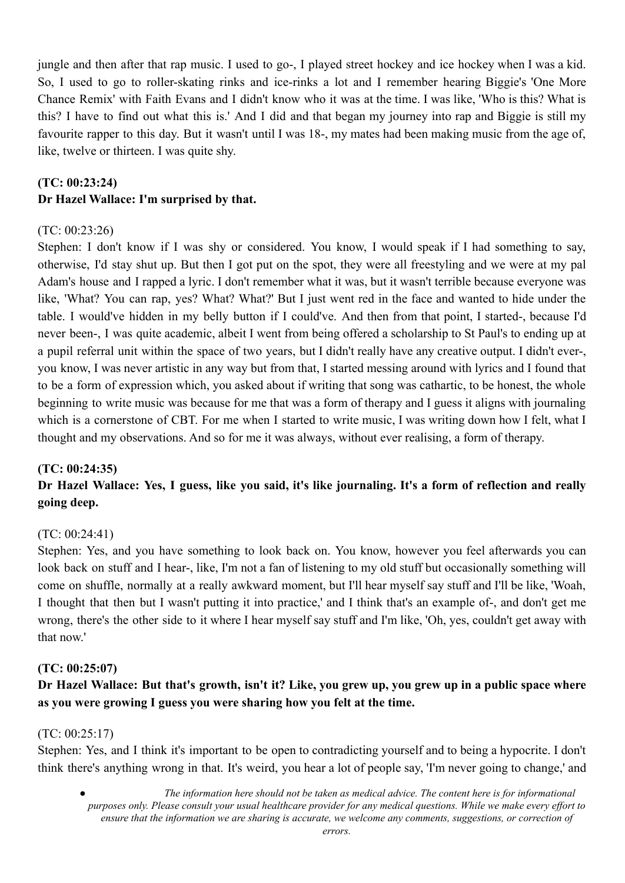jungle and then after that rap music. I used to go-, I played street hockey and ice hockey when I was a kid. So, I used to go to roller-skating rinks and ice-rinks a lot and I remember hearing Biggie's 'One More Chance Remix' with Faith Evans and I didn't know who it was at the time. I was like, 'Who is this? What is this? I have to find out what this is.' And I did and that began my journey into rap and Biggie is still my favourite rapper to this day. But it wasn't until I was 18-, my mates had been making music from the age of, like, twelve or thirteen. I was quite shy.

**(TC: 00:23:24)**
**Dr Hazel Wallace: I'm surprised by that.**

(TC: 00:23:26)
Stephen: I don't know if I was shy or considered. You know, I would speak if I had something to say, otherwise, I'd stay shut up. But then I got put on the spot, they were all freestyling and we were at my pal Adam's house and I rapped a lyric. I don't remember what it was, but it wasn't terrible because everyone was like, 'What? You can rap, yes? What? What?' But I just went red in the face and wanted to hide under the table. I would've hidden in my belly button if I could've. And then from that point, I started-, because I'd never been-, I was quite academic, albeit I went from being offered a scholarship to St Paul's to ending up at a pupil referral unit within the space of two years, but I didn't really have any creative output. I didn't ever-, you know, I was never artistic in any way but from that, I started messing around with lyrics and I found that to be a form of expression which, you asked about if writing that song was cathartic, to be honest, the whole beginning to write music was because for me that was a form of therapy and I guess it aligns with journaling which is a cornerstone of CBT. For me when I started to write music, I was writing down how I felt, what I thought and my observations. And so for me it was always, without ever realising, a form of therapy.

**(TC: 00:24:35)**
**Dr Hazel Wallace: Yes, I guess, like you said, it's like journaling. It's a form of reflection and really going deep.**

(TC: 00:24:41)
Stephen: Yes, and you have something to look back on. You know, however you feel afterwards you can look back on stuff and I hear-, like, I'm not a fan of listening to my old stuff but occasionally something will come on shuffle, normally at a really awkward moment, but I'll hear myself say stuff and I'll be like, 'Woah, I thought that then but I wasn't putting it into practice,' and I think that's an example of-, and don't get me wrong, there's the other side to it where I hear myself say stuff and I'm like, 'Oh, yes, couldn't get away with that now.'

**(TC: 00:25:07)**
**Dr Hazel Wallace: But that's growth, isn't it? Like, you grew up, you grew up in a public space where as you were growing I guess you were sharing how you felt at the time.**

(TC: 00:25:17)
Stephen: Yes, and I think it's important to be open to contradicting yourself and to being a hypocrite. I don't think there's anything wrong in that. It's weird, you hear a lot of people say, 'I'm never going to change,' and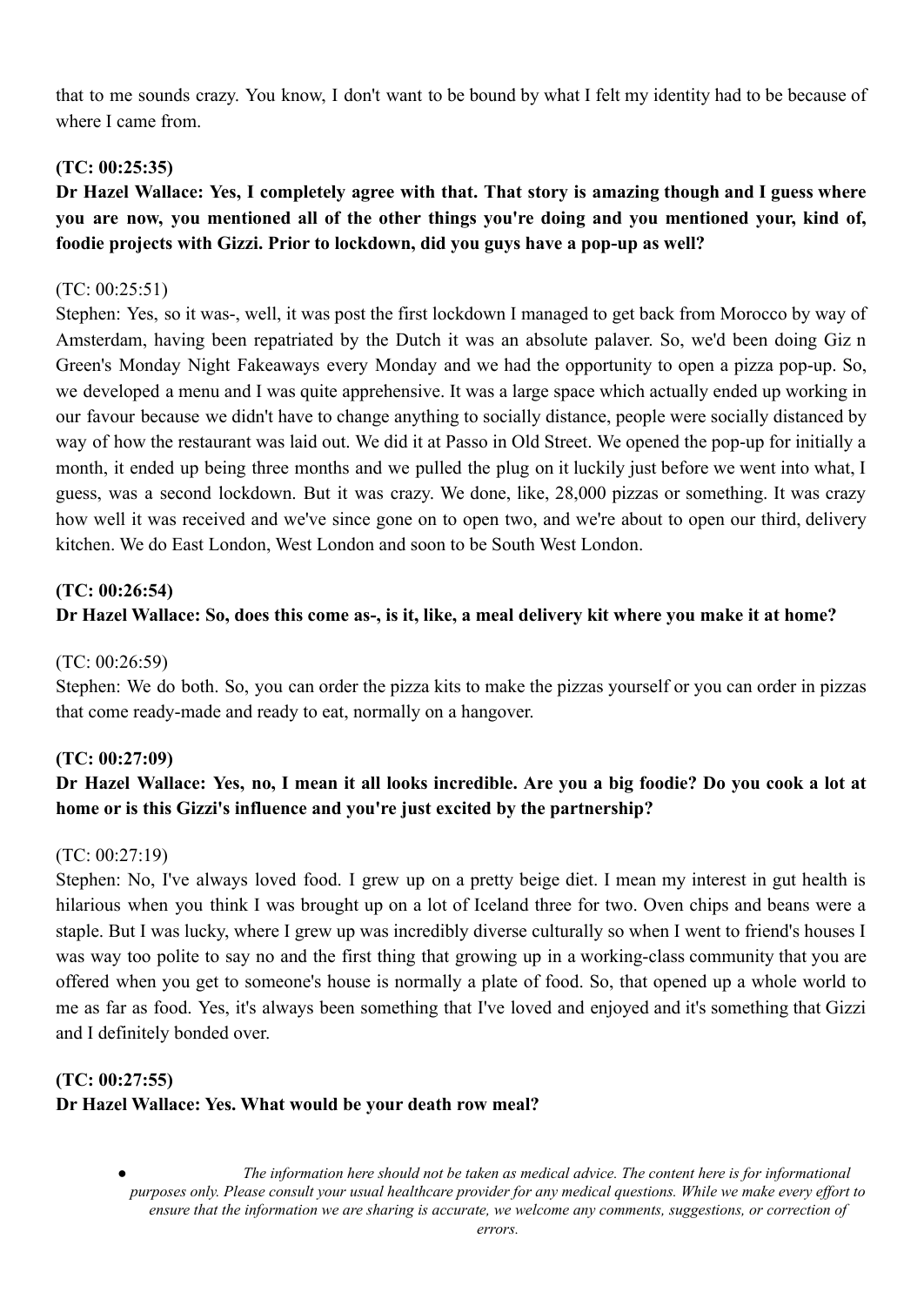that to me sounds crazy. You know, I don't want to be bound by what I felt my identity had to be because of where I came from.

**(TC: 00:25:35)**

**Dr Hazel Wallace: Yes, I completely agree with that. That story is amazing though and I guess where you are now, you mentioned all of the other things you're doing and you mentioned your, kind of, foodie projects with Gizzi. Prior to lockdown, did you guys have a pop-up as well?**

(TC: 00:25:51)

Stephen: Yes, so it was-, well, it was post the first lockdown I managed to get back from Morocco by way of Amsterdam, having been repatriated by the Dutch it was an absolute palaver. So, we'd been doing Giz n Green's Monday Night Fakeaways every Monday and we had the opportunity to open a pizza pop-up. So, we developed a menu and I was quite apprehensive. It was a large space which actually ended up working in our favour because we didn't have to change anything to socially distance, people were socially distanced by way of how the restaurant was laid out. We did it at Passo in Old Street. We opened the pop-up for initially a month, it ended up being three months and we pulled the plug on it luckily just before we went into what, I guess, was a second lockdown. But it was crazy. We done, like, 28,000 pizzas or something. It was crazy how well it was received and we've since gone on to open two, and we're about to open our third, delivery kitchen. We do East London, West London and soon to be South West London.

**(TC: 00:26:54)**

**Dr Hazel Wallace: So, does this come as-, is it, like, a meal delivery kit where you make it at home?**

(TC: 00:26:59)

Stephen: We do both. So, you can order the pizza kits to make the pizzas yourself or you can order in pizzas that come ready-made and ready to eat, normally on a hangover.

**(TC: 00:27:09)**

**Dr Hazel Wallace: Yes, no, I mean it all looks incredible. Are you a big foodie? Do you cook a lot at home or is this Gizzi's influence and you're just excited by the partnership?**

(TC: 00:27:19)

Stephen: No, I've always loved food. I grew up on a pretty beige diet. I mean my interest in gut health is hilarious when you think I was brought up on a lot of Iceland three for two. Oven chips and beans were a staple. But I was lucky, where I grew up was incredibly diverse culturally so when I went to friend's houses I was way too polite to say no and the first thing that growing up in a working-class community that you are offered when you get to someone's house is normally a plate of food. So, that opened up a whole world to me as far as food. Yes, it's always been something that I've loved and enjoyed and it's something that Gizzi and I definitely bonded over.

**(TC: 00:27:55)**

**Dr Hazel Wallace: Yes. What would be your death row meal?**

- *The information here should not be taken as medical advice. The content here is for informational purposes only. Please consult your usual healthcare provider for any medical questions. While we make every effort to ensure that the information we are sharing is accurate, we welcome any comments, suggestions, or correction of errors.*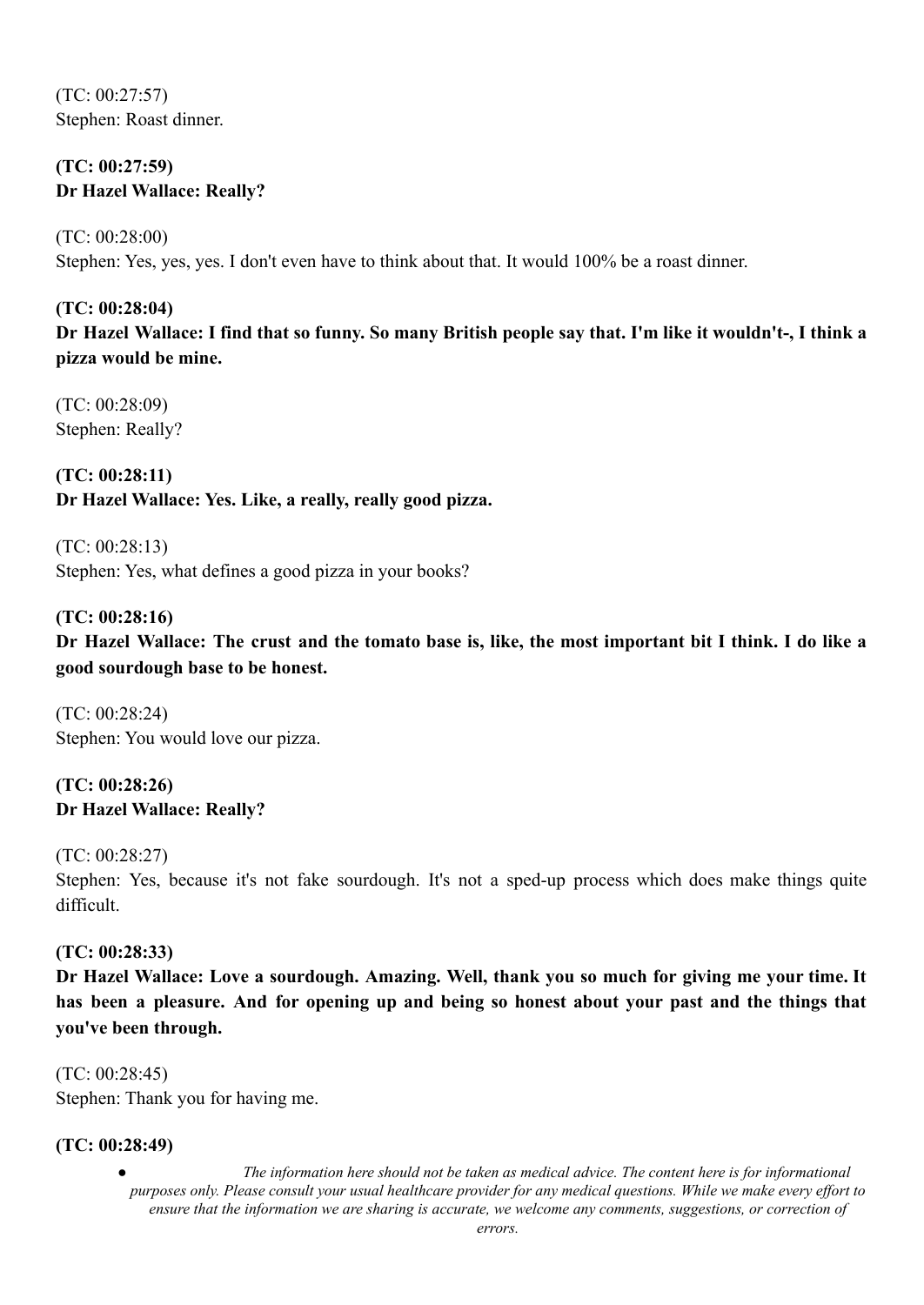(TC: 00:27:57)
Stephen: Roast dinner.

**(TC: 00:27:59)**
**Dr Hazel Wallace: Really?**

(TC: 00:28:00)
Stephen: Yes, yes, yes. I don't even have to think about that. It would 100% be a roast dinner.

**(TC: 00:28:04)**
**Dr Hazel Wallace: I find that so funny. So many British people say that. I'm like it wouldn't-, I think a pizza would be mine.**

(TC: 00:28:09)
Stephen: Really?

**(TC: 00:28:11)**
**Dr Hazel Wallace: Yes. Like, a really, really good pizza.**

(TC: 00:28:13)
Stephen: Yes, what defines a good pizza in your books?

**(TC: 00:28:16)**
**Dr Hazel Wallace: The crust and the tomato base is, like, the most important bit I think. I do like a good sourdough base to be honest.**

(TC: 00:28:24)
Stephen: You would love our pizza.

**(TC: 00:28:26)**
**Dr Hazel Wallace: Really?**

(TC: 00:28:27)
Stephen: Yes, because it's not fake sourdough. It's not a sped-up process which does make things quite difficult.

**(TC: 00:28:33)**
**Dr Hazel Wallace: Love a sourdough. Amazing. Well, thank you so much for giving me your time. It has been a pleasure. And for opening up and being so honest about your past and the things that you've been through.**

(TC: 00:28:45)
Stephen: Thank you for having me.

**(TC: 00:28:49)**

- *The information here should not be taken as medical advice. The content here is for informational purposes only. Please consult your usual healthcare provider for any medical questions. While we make every effort to ensure that the information we are sharing is accurate, we welcome any comments, suggestions, or correction of errors.*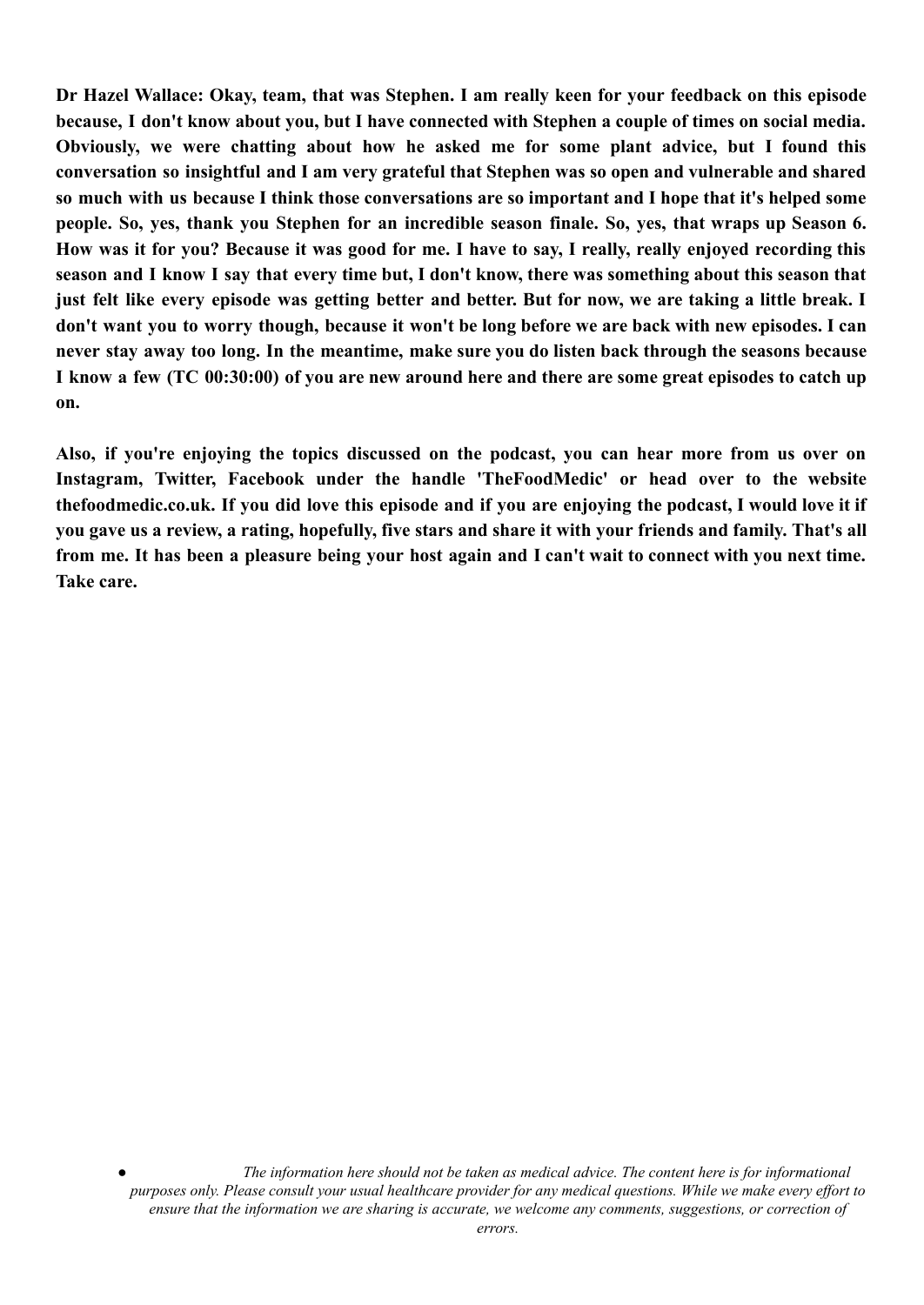**Dr Hazel Wallace: Okay, team, that was Stephen. I am really keen for your feedback on this episode because, I don't know about you, but I have connected with Stephen a couple of times on social media. Obviously, we were chatting about how he asked me for some plant advice, but I found this conversation so insightful and I am very grateful that Stephen was so open and vulnerable and shared so much with us because I think those conversations are so important and I hope that it's helped some people. So, yes, thank you Stephen for an incredible season finale. So, yes, that wraps up Season 6. How was it for you? Because it was good for me. I have to say, I really, really enjoyed recording this season and I know I say that every time but, I don't know, there was something about this season that just felt like every episode was getting better and better. But for now, we are taking a little break. I don't want you to worry though, because it won't be long before we are back with new episodes. I can never stay away too long. In the meantime, make sure you do listen back through the seasons because I know a few (TC 00:30:00) of you are new around here and there are some great episodes to catch up on.**

**Also, if you're enjoying the topics discussed on the podcast, you can hear more from us over on Instagram, Twitter, Facebook under the handle 'TheFoodMedic' or head over to the website thefoodmedic.co.uk. If you did love this episode and if you are enjoying the podcast, I would love it if you gave us a review, a rating, hopefully, five stars and share it with your friends and family. That's all from me. It has been a pleasure being your host again and I can't wait to connect with you next time. Take care.**

- *The information here should not be taken as medical advice. The content here is for informational purposes only. Please consult your usual healthcare provider for any medical questions. While we make every effort to ensure that the information we are sharing is accurate, we welcome any comments, suggestions, or correction of errors.*